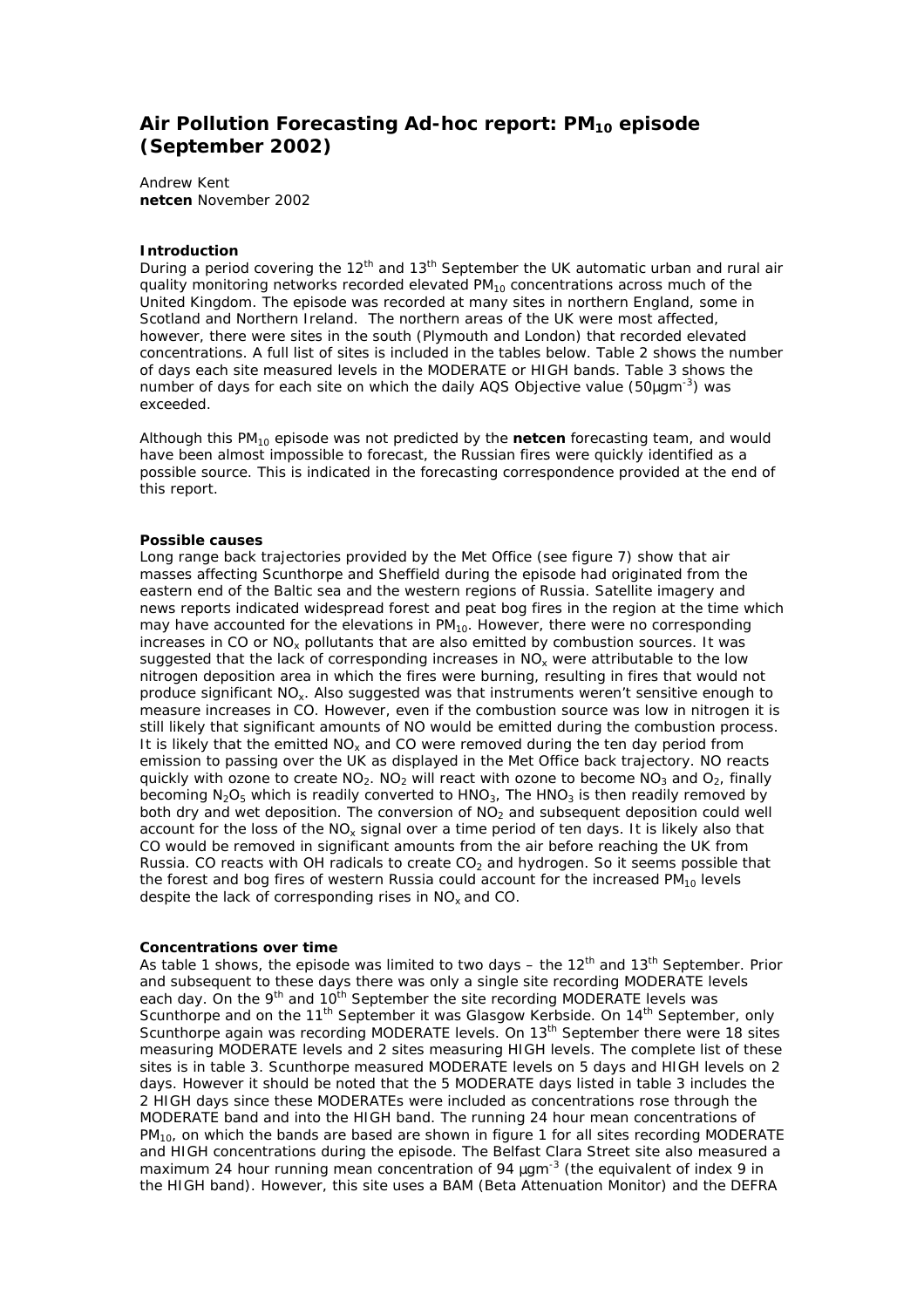# Air Pollution Forecasting Ad-hoc report: $PM_{10}$ episode (September 2002)

Andrew Kent
**netcen** November 2002

### Introduction

During a period covering the 12th and 13th September the UK automatic urban and rural air quality monitoring networks recorded elevated $PM_{10}$ concentrations across much of the United Kingdom. The episode was recorded at many sites in northern England, some in Scotland and Northern Ireland. The northern areas of the UK were most affected, however, there were sites in the south (Plymouth and London) that recorded elevated concentrations. A full list of sites is included in the tables below. Table 2 shows the number of days each site measured levels in the MODERATE or HIGH bands. Table 3 shows the number of days for each site on which the daily AQS Objective value (50µgm$^{-3}$) was exceeded.

Although this $PM_{10}$ episode was not predicted by the **netcen** forecasting team, and would have been almost impossible to forecast, the Russian fires were quickly identified as a possible source. This is indicated in the forecasting correspondence provided at the end of this report.

### Possible causes

Long range back trajectories provided by the Met Office (see figure 7) show that air masses affecting Scunthorpe and Sheffield during the episode had originated from the eastern end of the Baltic sea and the western regions of Russia. Satellite imagery and news reports indicated widespread forest and peat bog fires in the region at the time which may have accounted for the elevations in $PM_{10}$. However, there were no corresponding increases in CO or $NO_x$ pollutants that are also emitted by combustion sources. It was suggested that the lack of corresponding increases in $NO_x$ were attributable to the low nitrogen deposition area in which the fires were burning, resulting in fires that would not produce significant $NO_x$. Also suggested was that instruments weren't sensitive enough to measure increases in CO. However, even if the combustion source was low in nitrogen it is still likely that significant amounts of NO would be emitted during the combustion process. It is likely that the emitted $NO_x$ and CO were removed during the ten day period from emission to passing over the UK as displayed in the Met Office back trajectory. NO reacts quickly with ozone to create $NO_2$. $NO_2$ will react with ozone to become $NO_3$ and $O_2$, finally becoming $N_2O_5$ which is readily converted to $HNO_3$, The $HNO_3$ is then readily removed by both dry and wet deposition. The conversion of $NO_2$ and subsequent deposition could well account for the loss of the $NO_x$ signal over a time period of ten days. It is likely also that CO would be removed in significant amounts from the air before reaching the UK from Russia. CO reacts with OH radicals to create $CO_2$ and hydrogen. So it seems possible that the forest and bog fires of western Russia could account for the increased $PM_{10}$ levels despite the lack of corresponding rises in $NO_x$ and CO.

### Concentrations over time

As table 1 shows, the episode was limited to two days – the 12th and 13th September. Prior and subsequent to these days there was only a single site recording MODERATE levels each day. On the 9th and 10th September the site recording MODERATE levels was Scunthorpe and on the 11th September it was Glasgow Kerbside. On 14th September, only Scunthorpe again was recording MODERATE levels. On 13th September there were 18 sites measuring MODERATE levels and 2 sites measuring HIGH levels. The complete list of these sites is in table 3. Scunthorpe measured MODERATE levels on 5 days and HIGH levels on 2 days. However it should be noted that the 5 MODERATE days listed in table 3 includes the 2 HIGH days since these MODERATEs were included as concentrations rose through the MODERATE band and into the HIGH band. The running 24 hour mean concentrations of $PM_{10}$, on which the bands are based are shown in figure 1 for all sites recording MODERATE and HIGH concentrations during the episode. The Belfast Clara Street site also measured a maximum 24 hour running mean concentration of 94 µgm$^{-3}$ (the equivalent of index 9 in the HIGH band). However, this site uses a BAM (Beta Attenuation Monitor) and the DEFRA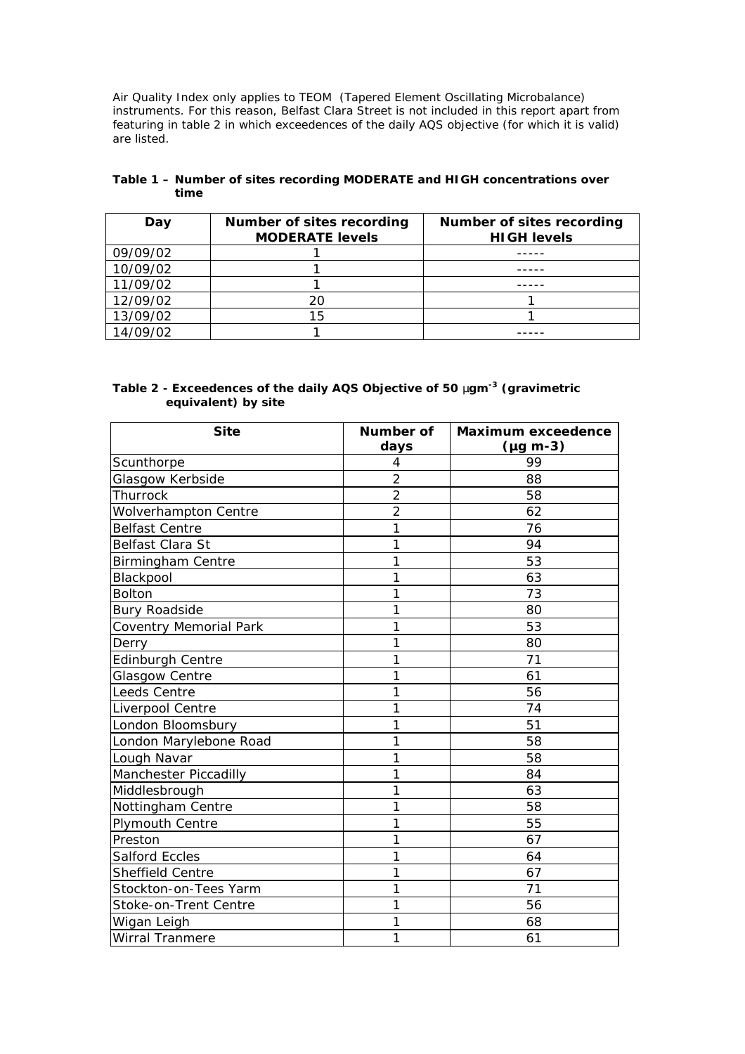Air Quality Index only applies to TEOM (Tapered Element Oscillating Microbalance) instruments. For this reason, Belfast Clara Street is not included in this report apart from featuring in table 2 in which exceedences of the daily AQS objective (for which it is valid) are listed.

**Table 1 – Number of sites recording MODERATE and HIGH concentrations over time**

| Day | Number of sites recording MODERATE levels | Number of sites recording HIGH levels |
|---|---|---|
| 09/09/02 | 1 | ----- |
| 10/09/02 | 1 | ----- |
| 11/09/02 | 1 | ----- |
| 12/09/02 | 20 | 1 |
| 13/09/02 | 15 | 1 |
| 14/09/02 | 1 | ----- |

**Table 2 - Exceedences of the daily AQS Objective of 50 $\mu gm^{-3}$ (gravimetric equivalent) by site**

| Site | Number of days | Maximum exceedence (µg m-3) |
|---|---|---|
| Scunthorpe | 4 | 99 |
| Glasgow Kerbside | 2 | 88 |
| Thurrock | 2 | 58 |
| Wolverhampton Centre | 2 | 62 |
| Belfast Centre | 1 | 76 |
| Belfast Clara St | 1 | 94 |
| Birmingham Centre | 1 | 53 |
| Blackpool | 1 | 63 |
| Bolton | 1 | 73 |
| Bury Roadside | 1 | 80 |
| Coventry Memorial Park | 1 | 53 |
| Derry | 1 | 80 |
| Edinburgh Centre | 1 | 71 |
| Glasgow Centre | 1 | 61 |
| Leeds Centre | 1 | 56 |
| Liverpool Centre | 1 | 74 |
| London Bloomsbury | 1 | 51 |
| London Marylebone Road | 1 | 58 |
| Lough Navar | 1 | 58 |
| Manchester Piccadilly | 1 | 84 |
| Middlesbrough | 1 | 63 |
| Nottingham Centre | 1 | 58 |
| Plymouth Centre | 1 | 55 |
| Preston | 1 | 67 |
| Salford Eccles | 1 | 64 |
| Sheffield Centre | 1 | 67 |
| Stockton-on-Tees Yarm | 1 | 71 |
| Stoke-on-Trent Centre | 1 | 56 |
| Wigan Leigh | 1 | 68 |
| Wirral Tranmere | 1 | 61 |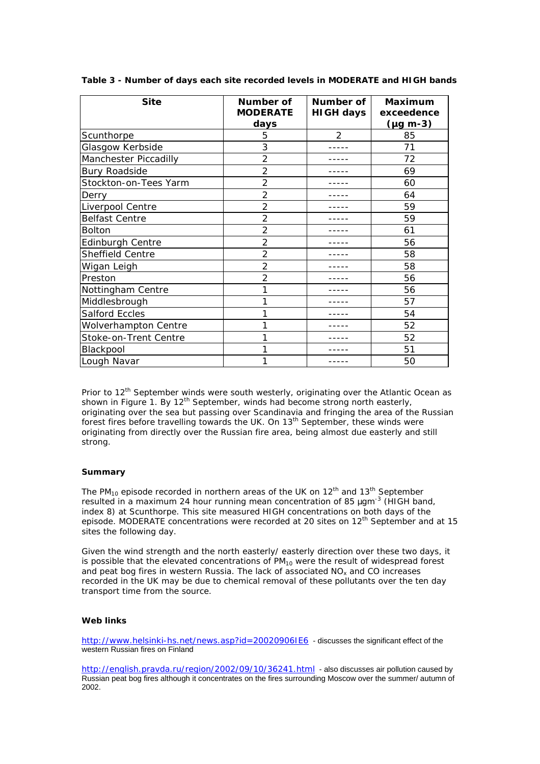**Table 3 - Number of days each site recorded levels in MODERATE and HIGH bands**

| Site | Number of MODERATE days | Number of HIGH days | Maximum exceedence (µg m-3) |
|---|---|---|---|
| Scunthorpe | 5 | 2 | 85 |
| Glasgow Kerbside | 3 | ----- | 71 |
| Manchester Piccadilly | 2 | ----- | 72 |
| Bury Roadside | 2 | ----- | 69 |
| Stockton-on-Tees Yarm | 2 | ----- | 60 |
| Derry | 2 | ----- | 64 |
| Liverpool Centre | 2 | ----- | 59 |
| Belfast Centre | 2 | ----- | 59 |
| Bolton | 2 | ----- | 61 |
| Edinburgh Centre | 2 | ----- | 56 |
| Sheffield Centre | 2 | ----- | 58 |
| Wigan Leigh | 2 | ----- | 58 |
| Preston | 2 | ----- | 56 |
| Nottingham Centre | 1 | ----- | 56 |
| Middlesbrough | 1 | ----- | 57 |
| Salford Eccles | 1 | ----- | 54 |
| Wolverhampton Centre | 1 | ----- | 52 |
| Stoke-on-Trent Centre | 1 | ----- | 52 |
| Blackpool | 1 | ----- | 51 |
| Lough Navar | 1 | ----- | 50 |

Prior to 12th September winds were south westerly, originating over the Atlantic Ocean as shown in Figure 1. By 12th September, winds had become strong north easterly, originating over the sea but passing over Scandinavia and fringing the area of the Russian forest fires before travelling towards the UK. On 13th September, these winds were originating from directly over the Russian fire area, being almost due easterly and still strong.

### Summary

The $PM_{10}$ episode recorded in northern areas of the UK on 12th and 13th September resulted in a maximum 24 hour running mean concentration of 85 µgm$^{-3}$ (HIGH band, index 8) at Scunthorpe. This site measured HIGH concentrations on both days of the episode. MODERATE concentrations were recorded at 20 sites on 12th September and at 15 sites the following day.

Given the wind strength and the north easterly/ easterly direction over these two days, it is possible that the elevated concentrations of $PM_{10}$ were the result of widespread forest and peat bog fires in western Russia. The lack of associated $NO_x$ and CO increases recorded in the UK may be due to chemical removal of these pollutants over the ten day transport time from the source.

### Web links

http://www.helsinki-hs.net/news.asp?id=20020906IE6 - discusses the significant effect of the western Russian fires on Finland

http://english.pravda.ru/region/2002/09/10/36241.html - also discusses air pollution caused by Russian peat bog fires although it concentrates on the fires surrounding Moscow over the summer/ autumn of 2002.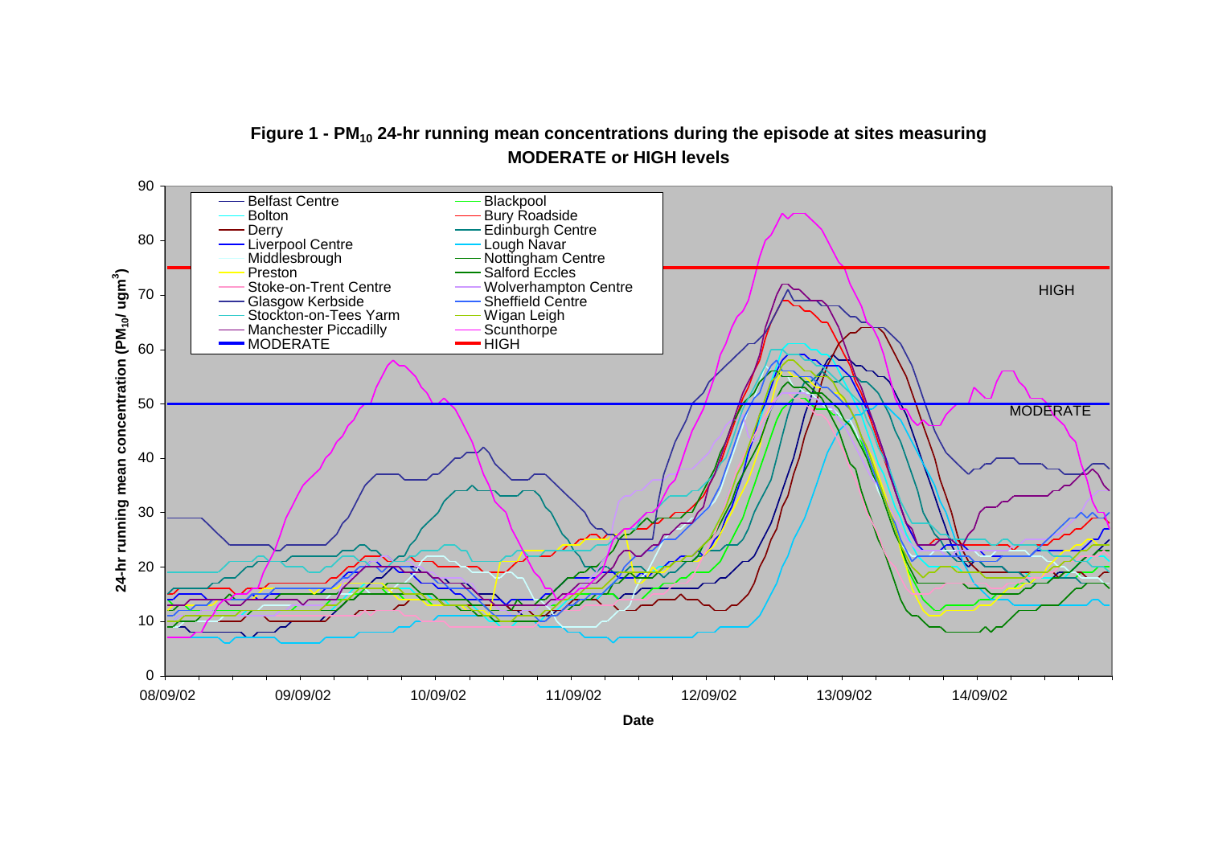**Figure 1 - $PM_{10}$ 24-hr running mean concentrations during the episode at sites measuring MODERATE or HIGH levels**

24-hr running mean concentration ($PM_{10}$/ $ugm^3$)

Legend: Belfast Centre, Blackpool, Bolton, Bury Roadside, Derry, Edinburgh Centre, Liverpool Centre, Lough Navar, Middlesbrough, Nottingham Centre, Preston, Salford Eccles, Stoke-on-Trent Centre, Wolverhampton Centre, Glasgow Kerbside, Sheffield Centre, Stockton-on-Tees Yarm, Wigan Leigh, Manchester Piccadilly, Scunthorpe, MODERATE, HIGH

HIGH

MODERATE

Date: 08/09/02, 09/09/02, 10/09/02, 11/09/02, 12/09/02, 13/09/02, 14/09/02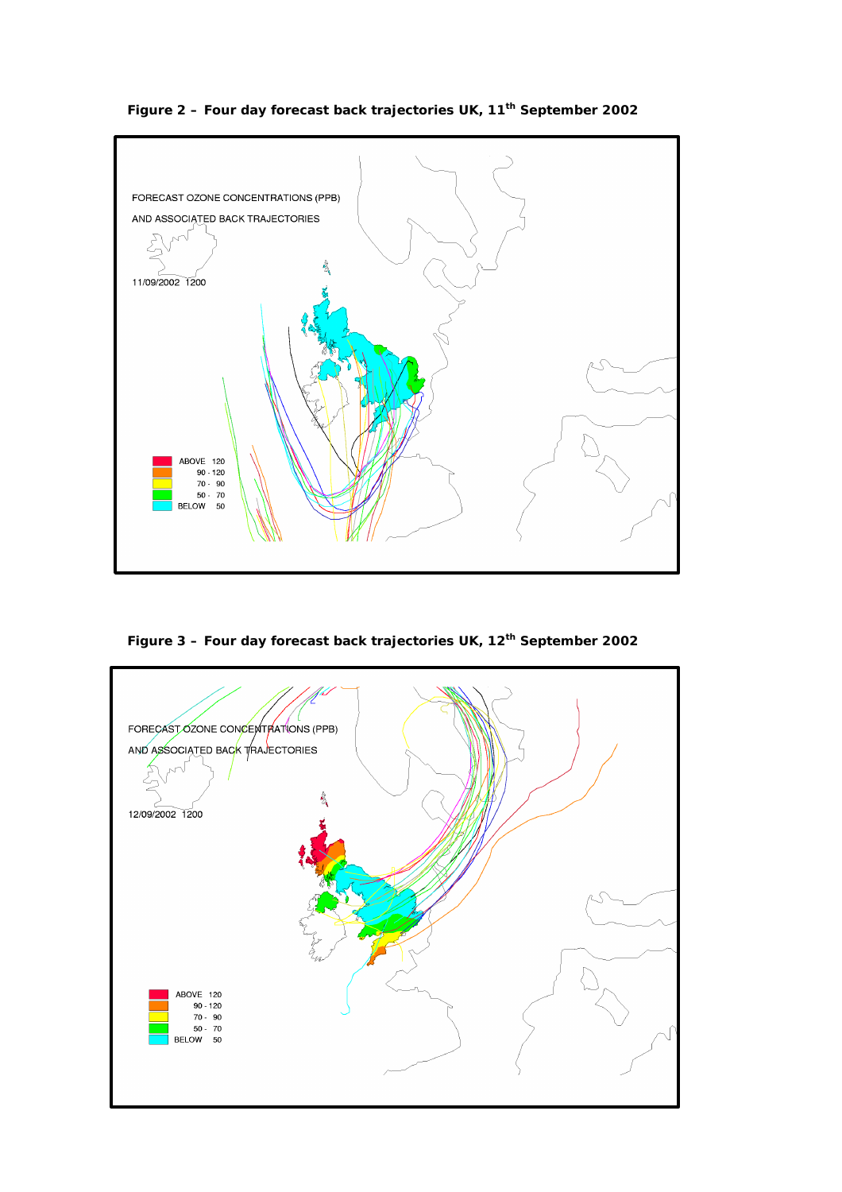**Figure 2 – Four day forecast back trajectories UK, 11th September 2002**

**Figure 3 – Four day forecast back trajectories UK, 12th September 2002**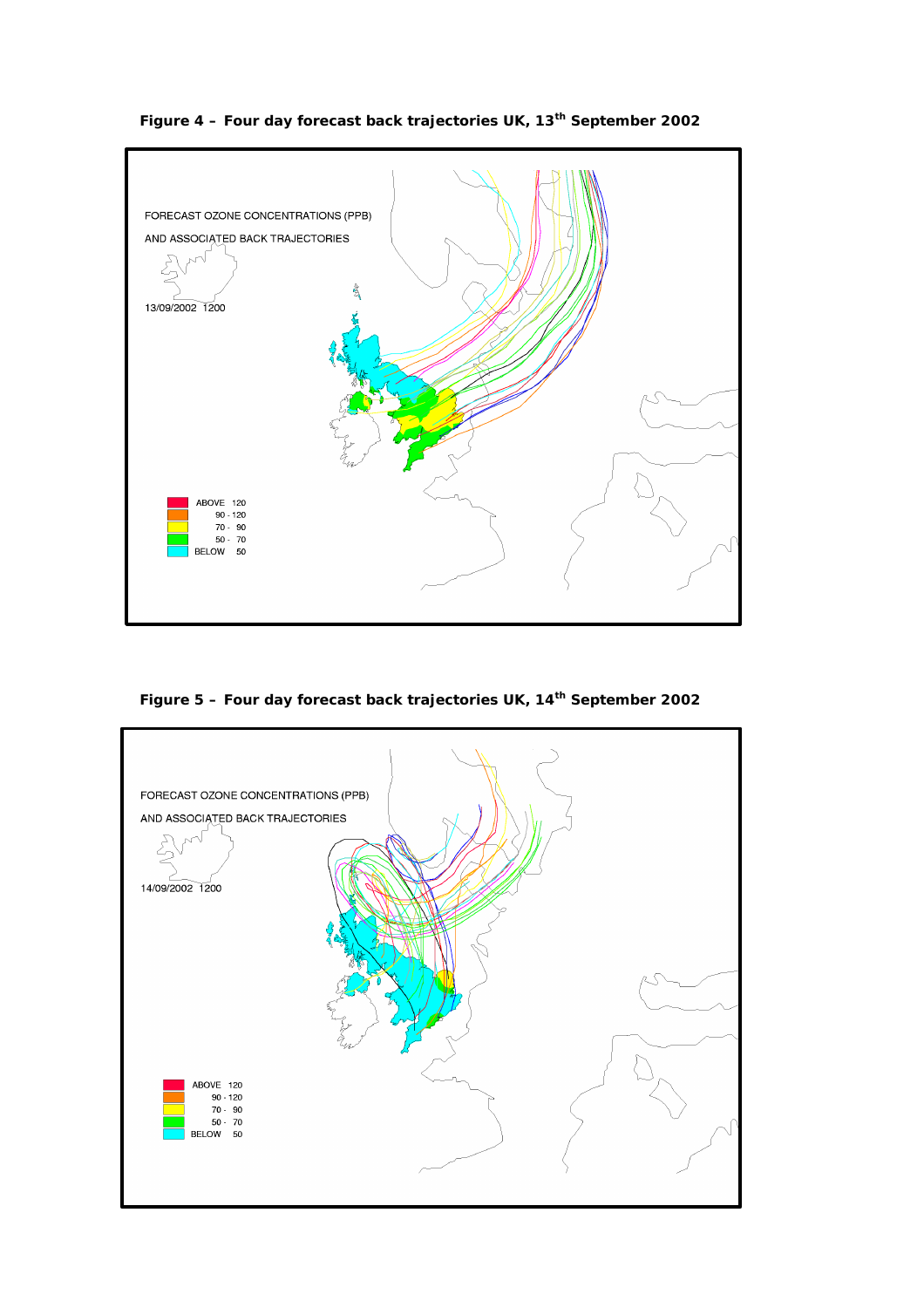**Figure 4 – Four day forecast back trajectories UK, 13th September 2002**

**Figure 5 – Four day forecast back trajectories UK, 14th September 2002**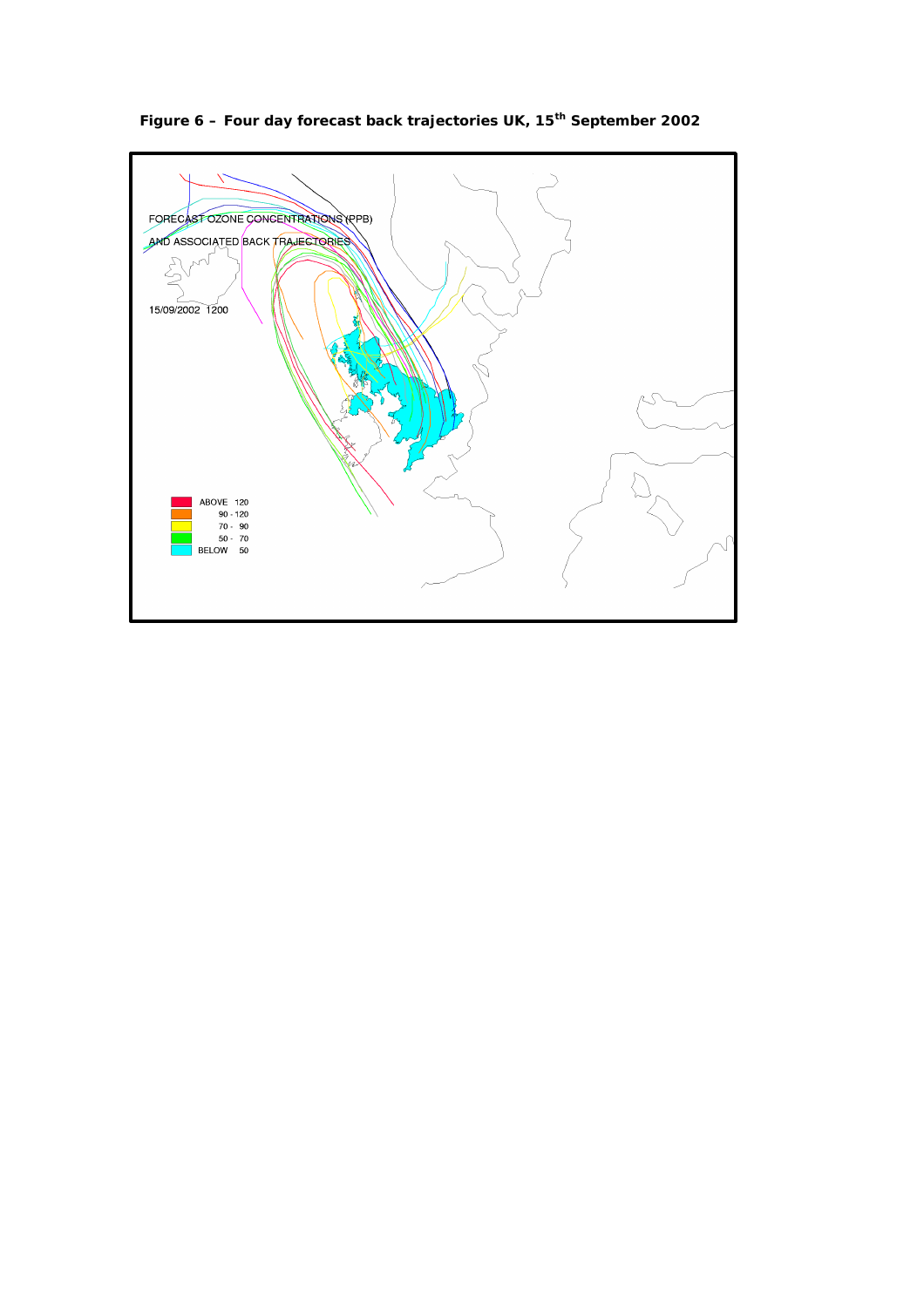**Figure 6 – Four day forecast back trajectories UK, 15th September 2002**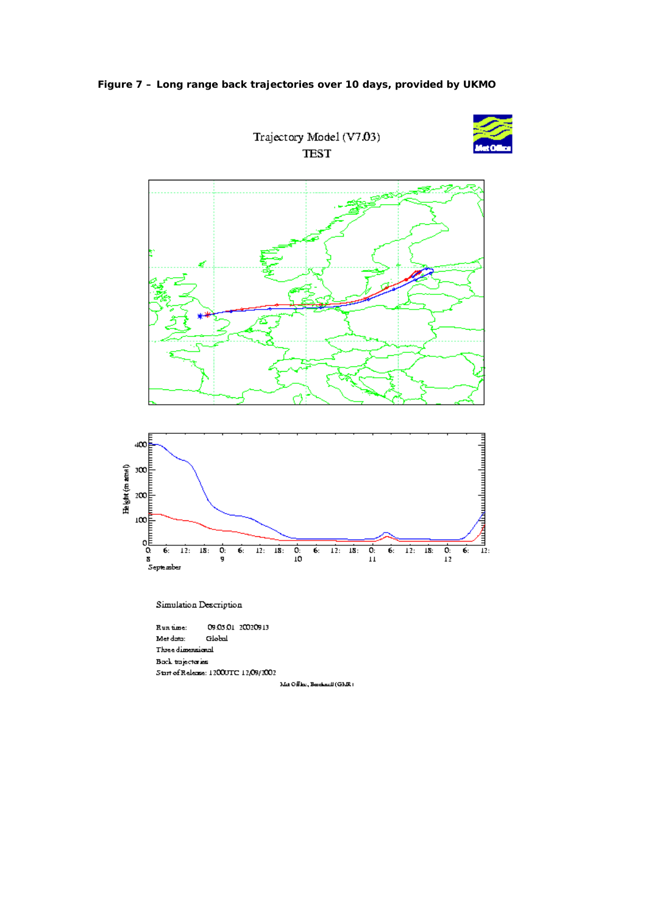**Figure 7 – Long range back trajectories over 10 days, provided by UKMO**

Trajectory Model (V7.03)
TEST

Simulation Description

Run time: 09:05:01 20020913
Met data: Global
Three dimensional
Back trajectories
Start of Release: 1200UTC 12/09/2002

Met Office, Bracknell (GMR)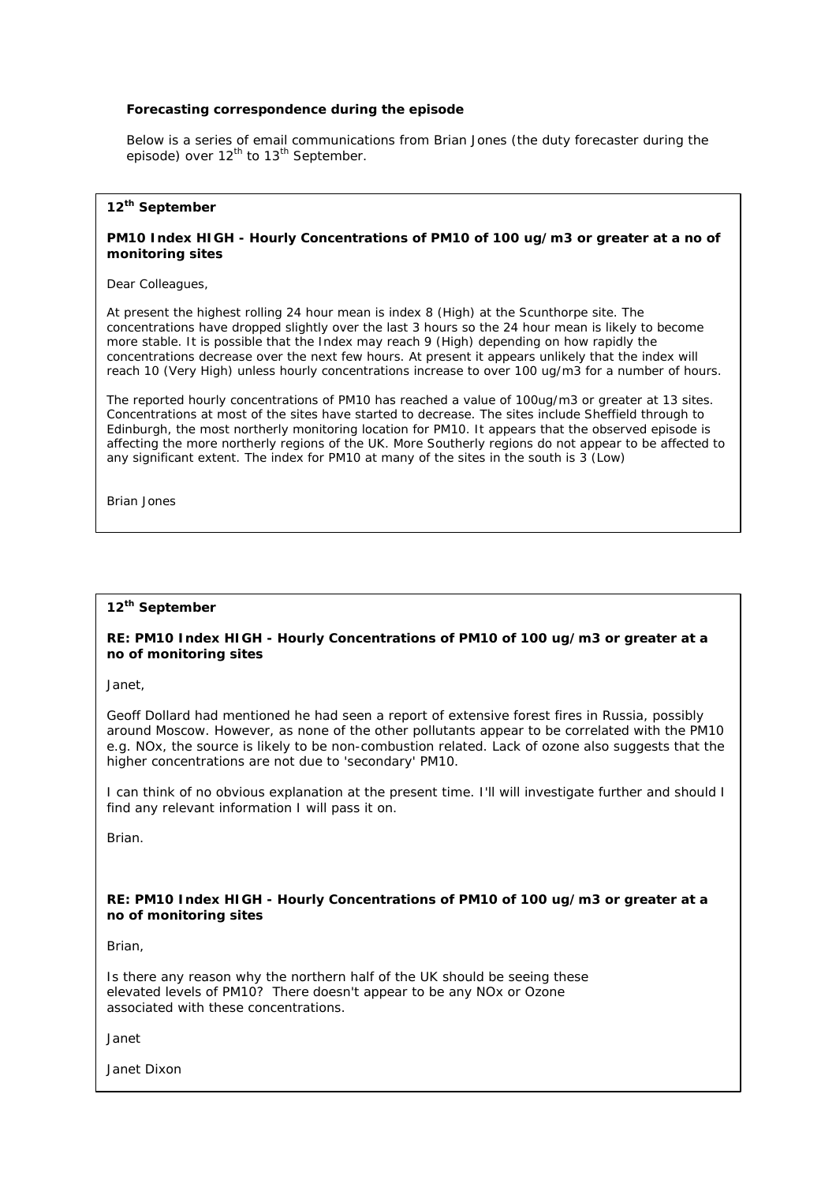**Forecasting correspondence during the episode**

Below is a series of email communications from Brian Jones (the duty forecaster during the episode) over 12th to 13th September.

---

**12th September**

**PM10 Index HIGH - Hourly Concentrations of PM10 of 100 ug/m3 or greater at a no of monitoring sites**

Dear Colleagues,

At present the highest rolling 24 hour mean is index 8 (High) at the Scunthorpe site. The concentrations have dropped slightly over the last 3 hours so the 24 hour mean is likely to become more stable. It is possible that the Index may reach 9 (High) depending on how rapidly the concentrations decrease over the next few hours. At present it appears unlikely that the index will reach 10 (Very High) unless hourly concentrations increase to over 100 ug/m3 for a number of hours.

The reported hourly concentrations of PM10 has reached a value of 100ug/m3 or greater at 13 sites. Concentrations at most of the sites have started to decrease. The sites include Sheffield through to Edinburgh, the most northerly monitoring location for PM10. It appears that the observed episode is affecting the more northerly regions of the UK. More Southerly regions do not appear to be affected to any significant extent. The index for PM10 at many of the sites in the south is 3 (Low)

Brian Jones

---

**12th September**

**RE: PM10 Index HIGH - Hourly Concentrations of PM10 of 100 ug/m3 or greater at a no of monitoring sites**

Janet,

Geoff Dollard had mentioned he had seen a report of extensive forest fires in Russia, possibly around Moscow. However, as none of the other pollutants appear to be correlated with the PM10 e.g. NOx, the source is likely to be non-combustion related. Lack of ozone also suggests that the higher concentrations are not due to 'secondary' PM10.

I can think of no obvious explanation at the present time. I'll will investigate further and should I find any relevant information I will pass it on.

Brian.

**RE: PM10 Index HIGH - Hourly Concentrations of PM10 of 100 ug/m3 or greater at a no of monitoring sites**

Brian,

Is there any reason why the northern half of the UK should be seeing these elevated levels of PM10? There doesn't appear to be any NOx or Ozone associated with these concentrations.

Janet

Janet Dixon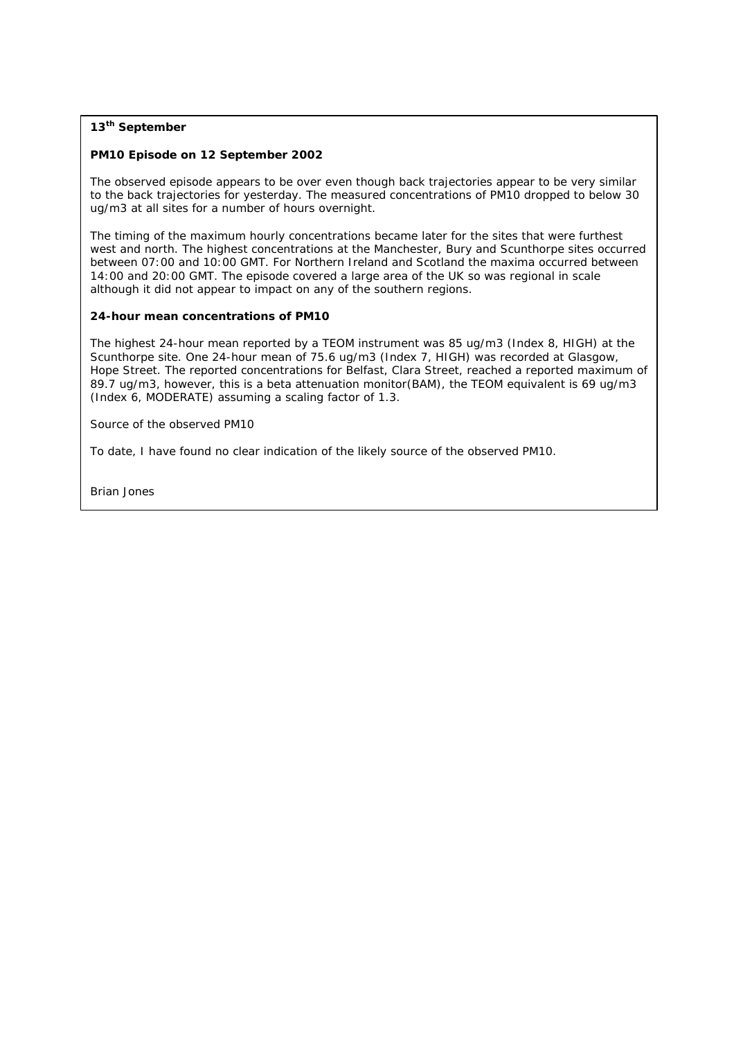**13th September**

**PM10 Episode on 12 September 2002**

The observed episode appears to be over even though back trajectories appear to be very similar to the back trajectories for yesterday. The measured concentrations of PM10 dropped to below 30 ug/m3 at all sites for a number of hours overnight.

The timing of the maximum hourly concentrations became later for the sites that were furthest west and north. The highest concentrations at the Manchester, Bury and Scunthorpe sites occurred between 07:00 and 10:00 GMT. For Northern Ireland and Scotland the maxima occurred between 14:00 and 20:00 GMT. The episode covered a large area of the UK so was regional in scale although it did not appear to impact on any of the southern regions.

**24-hour mean concentrations of PM10**

The highest 24-hour mean reported by a TEOM instrument was 85 ug/m3 (Index 8, HIGH) at the Scunthorpe site. One 24-hour mean of 75.6 ug/m3 (Index 7, HIGH) was recorded at Glasgow, Hope Street. The reported concentrations for Belfast, Clara Street, reached a reported maximum of 89.7 ug/m3, however, this is a beta attenuation monitor(BAM), the TEOM equivalent is 69 ug/m3 (Index 6, MODERATE) assuming a scaling factor of 1.3.

Source of the observed PM10

To date, I have found no clear indication of the likely source of the observed PM10.

Brian Jones